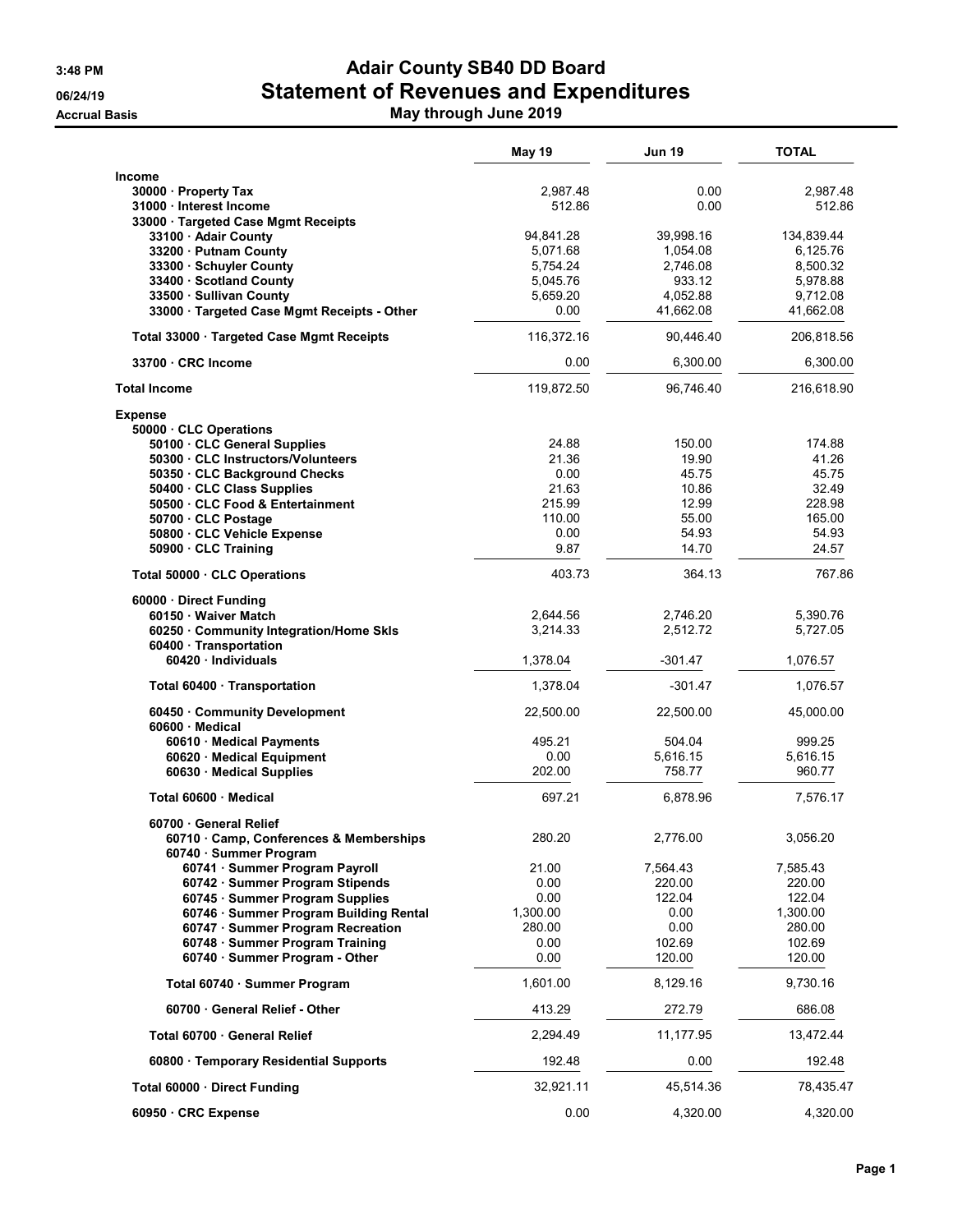3:48 PM
06/24/19
Accrual Basis

# Adair County SB40 DD Board
## Statement of Revenues and Expenditures
### May through June 2019

| | May 19 | Jun 19 | TOTAL |
|---|---|---|---|
| **Income** | | | |
| 30000 · Property Tax | 2,987.48 | 0.00 | 2,987.48 |
| 31000 · Interest Income | 512.86 | 0.00 | 512.86 |
| 33000 · Targeted Case Mgmt Receipts | | | |
| 33100 · Adair County | 94,841.28 | 39,998.16 | 134,839.44 |
| 33200 · Putnam County | 5,071.68 | 1,054.08 | 6,125.76 |
| 33300 · Schuyler County | 5,754.24 | 2,746.08 | 8,500.32 |
| 33400 · Scotland County | 5,045.76 | 933.12 | 5,978.88 |
| 33500 · Sullivan County | 5,659.20 | 4,052.88 | 9,712.08 |
| 33000 · Targeted Case Mgmt Receipts - Other | 0.00 | 41,662.08 | 41,662.08 |
| Total 33000 · Targeted Case Mgmt Receipts | 116,372.16 | 90,446.40 | 206,818.56 |
| 33700 · CRC Income | 0.00 | 6,300.00 | 6,300.00 |
| **Total Income** | 119,872.50 | 96,746.40 | 216,618.90 |
| **Expense** | | | |
| 50000 · CLC Operations | | | |
| 50100 · CLC General Supplies | 24.88 | 150.00 | 174.88 |
| 50300 · CLC Instructors/Volunteers | 21.36 | 19.90 | 41.26 |
| 50350 · CLC Background Checks | 0.00 | 45.75 | 45.75 |
| 50400 · CLC Class Supplies | 21.63 | 10.86 | 32.49 |
| 50500 · CLC Food & Entertainment | 215.99 | 12.99 | 228.98 |
| 50700 · CLC Postage | 110.00 | 55.00 | 165.00 |
| 50800 · CLC Vehicle Expense | 0.00 | 54.93 | 54.93 |
| 50900 · CLC Training | 9.87 | 14.70 | 24.57 |
| Total 50000 · CLC Operations | 403.73 | 364.13 | 767.86 |
| 60000 · Direct Funding | | | |
| 60150 · Waiver Match | 2,644.56 | 2,746.20 | 5,390.76 |
| 60250 · Community Integration/Home Skls | 3,214.33 | 2,512.72 | 5,727.05 |
| 60400 · Transportation | | | |
| 60420 · Individuals | 1,378.04 | -301.47 | 1,076.57 |
| Total 60400 · Transportation | 1,378.04 | -301.47 | 1,076.57 |
| 60450 · Community Development | 22,500.00 | 22,500.00 | 45,000.00 |
| 60600 · Medical | | | |
| 60610 · Medical Payments | 495.21 | 504.04 | 999.25 |
| 60620 · Medical Equipment | 0.00 | 5,616.15 | 5,616.15 |
| 60630 · Medical Supplies | 202.00 | 758.77 | 960.77 |
| Total 60600 · Medical | 697.21 | 6,878.96 | 7,576.17 |
| 60700 · General Relief | | | |
| 60710 · Camp, Conferences & Memberships | 280.20 | 2,776.00 | 3,056.20 |
| 60740 · Summer Program | | | |
| 60741 · Summer Program Payroll | 21.00 | 7,564.43 | 7,585.43 |
| 60742 · Summer Program Stipends | 0.00 | 220.00 | 220.00 |
| 60745 · Summer Program Supplies | 0.00 | 122.04 | 122.04 |
| 60746 · Summer Program Building Rental | 1,300.00 | 0.00 | 1,300.00 |
| 60747 · Summer Program Recreation | 280.00 | 0.00 | 280.00 |
| 60748 · Summer Program Training | 0.00 | 102.69 | 102.69 |
| 60740 · Summer Program - Other | 0.00 | 120.00 | 120.00 |
| Total 60740 · Summer Program | 1,601.00 | 8,129.16 | 9,730.16 |
| 60700 · General Relief - Other | 413.29 | 272.79 | 686.08 |
| Total 60700 · General Relief | 2,294.49 | 11,177.95 | 13,472.44 |
| 60800 · Temporary Residential Supports | 192.48 | 0.00 | 192.48 |
| Total 60000 · Direct Funding | 32,921.11 | 45,514.36 | 78,435.47 |
| 60950 · CRC Expense | 0.00 | 4,320.00 | 4,320.00 |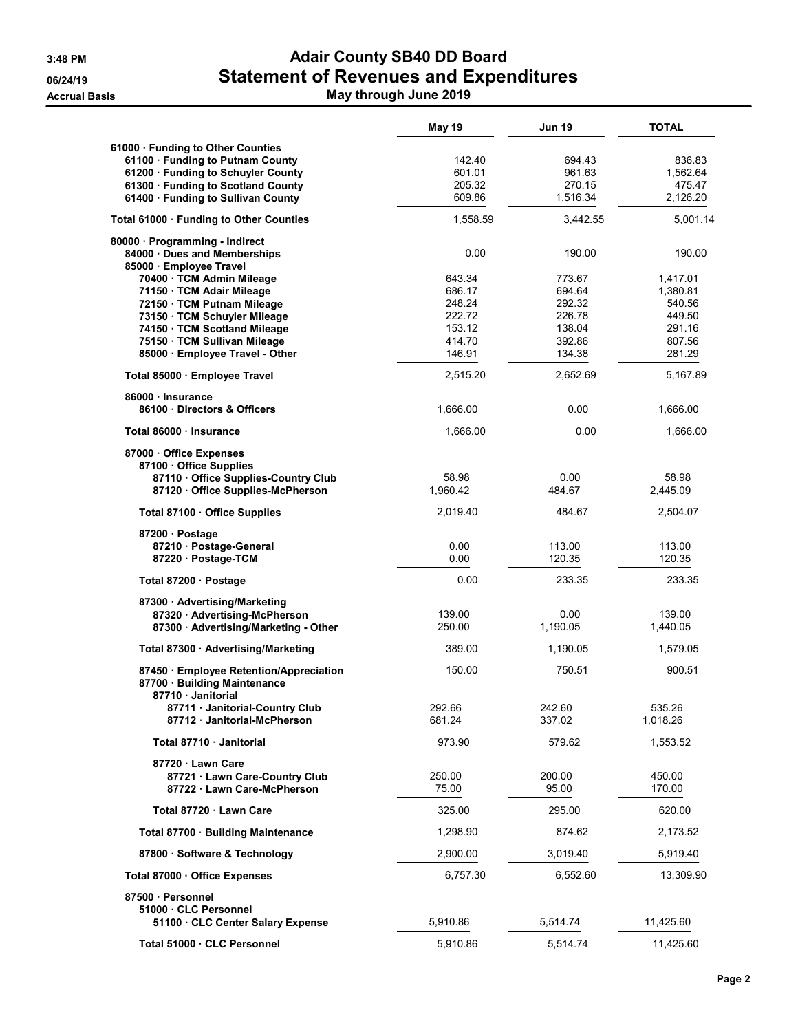# Adair County SB40 DD Board
## Statement of Revenues and Expenditures
### May through June 2019

3:48 PM
06/24/19
Accrual Basis

| | May 19 | Jun 19 | TOTAL |
|---|---|---|---|
| 61000 · Funding to Other Counties | | | |
| 61100 · Funding to Putnam County | 142.40 | 694.43 | 836.83 |
| 61200 · Funding to Schuyler County | 601.01 | 961.63 | 1,562.64 |
| 61300 · Funding to Scotland County | 205.32 | 270.15 | 475.47 |
| 61400 · Funding to Sullivan County | 609.86 | 1,516.34 | 2,126.20 |
| Total 61000 · Funding to Other Counties | 1,558.59 | 3,442.55 | 5,001.14 |
| 80000 · Programming - Indirect | | | |
| 84000 · Dues and Memberships | 0.00 | 190.00 | 190.00 |
| 85000 · Employee Travel | | | |
| 70400 · TCM Admin Mileage | 643.34 | 773.67 | 1,417.01 |
| 71150 · TCM Adair Mileage | 686.17 | 694.64 | 1,380.81 |
| 72150 · TCM Putnam Mileage | 248.24 | 292.32 | 540.56 |
| 73150 · TCM Schuyler Mileage | 222.72 | 226.78 | 449.50 |
| 74150 · TCM Scotland Mileage | 153.12 | 138.04 | 291.16 |
| 75150 · TCM Sullivan Mileage | 414.70 | 392.86 | 807.56 |
| 85000 · Employee Travel - Other | 146.91 | 134.38 | 281.29 |
| Total 85000 · Employee Travel | 2,515.20 | 2,652.69 | 5,167.89 |
| 86000 · Insurance | | | |
| 86100 · Directors & Officers | 1,666.00 | 0.00 | 1,666.00 |
| Total 86000 · Insurance | 1,666.00 | 0.00 | 1,666.00 |
| 87000 · Office Expenses | | | |
| 87100 · Office Supplies | | | |
| 87110 · Office Supplies-Country Club | 58.98 | 0.00 | 58.98 |
| 87120 · Office Supplies-McPherson | 1,960.42 | 484.67 | 2,445.09 |
| Total 87100 · Office Supplies | 2,019.40 | 484.67 | 2,504.07 |
| 87200 · Postage | | | |
| 87210 · Postage-General | 0.00 | 113.00 | 113.00 |
| 87220 · Postage-TCM | 0.00 | 120.35 | 120.35 |
| Total 87200 · Postage | 0.00 | 233.35 | 233.35 |
| 87300 · Advertising/Marketing | | | |
| 87320 · Advertising-McPherson | 139.00 | 0.00 | 139.00 |
| 87300 · Advertising/Marketing - Other | 250.00 | 1,190.05 | 1,440.05 |
| Total 87300 · Advertising/Marketing | 389.00 | 1,190.05 | 1,579.05 |
| 87450 · Employee Retention/Appreciation | 150.00 | 750.51 | 900.51 |
| 87700 · Building Maintenance | | | |
| 87710 · Janitorial | | | |
| 87711 · Janitorial-Country Club | 292.66 | 242.60 | 535.26 |
| 87712 · Janitorial-McPherson | 681.24 | 337.02 | 1,018.26 |
| Total 87710 · Janitorial | 973.90 | 579.62 | 1,553.52 |
| 87720 · Lawn Care | | | |
| 87721 · Lawn Care-Country Club | 250.00 | 200.00 | 450.00 |
| 87722 · Lawn Care-McPherson | 75.00 | 95.00 | 170.00 |
| Total 87720 · Lawn Care | 325.00 | 295.00 | 620.00 |
| Total 87700 · Building Maintenance | 1,298.90 | 874.62 | 2,173.52 |
| 87800 · Software & Technology | 2,900.00 | 3,019.40 | 5,919.40 |
| Total 87000 · Office Expenses | 6,757.30 | 6,552.60 | 13,309.90 |
| 87500 · Personnel | | | |
| 51000 · CLC Personnel | | | |
| 51100 · CLC Center Salary Expense | 5,910.86 | 5,514.74 | 11,425.60 |
| Total 51000 · CLC Personnel | 5,910.86 | 5,514.74 | 11,425.60 |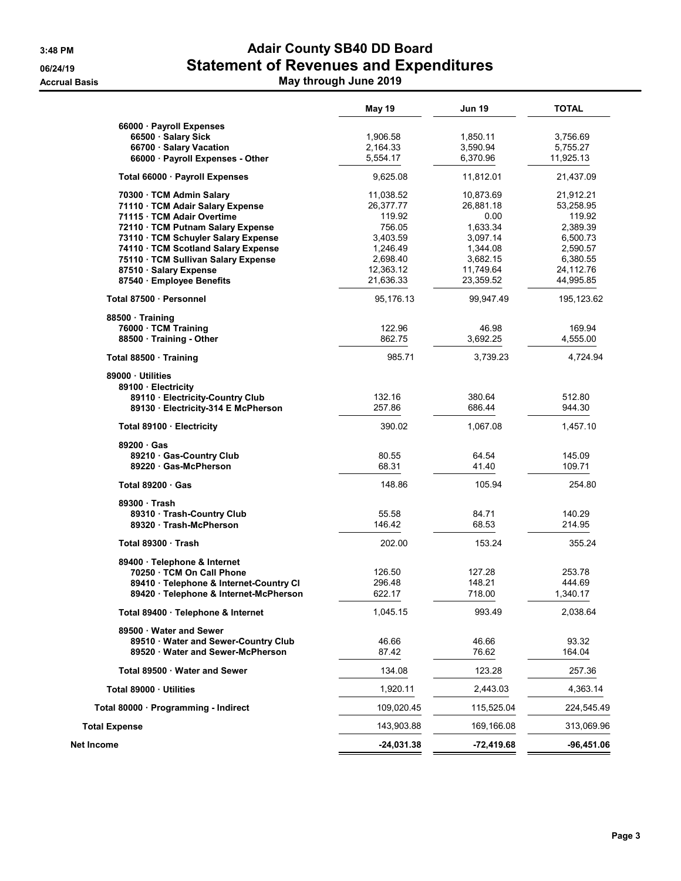# Adair County SB40 DD Board

## Statement of Revenues and Expenditures

**May through June 2019**

3:48 PM
06/24/19
Accrual Basis

| | May 19 | Jun 19 | TOTAL |
|---|---|---|---|
| 66000 · Payroll Expenses | | | |
| 66500 · Salary Sick | 1,906.58 | 1,850.11 | 3,756.69 |
| 66700 · Salary Vacation | 2,164.33 | 3,590.94 | 5,755.27 |
| 66000 · Payroll Expenses - Other | 5,554.17 | 6,370.96 | 11,925.13 |
| **Total 66000 · Payroll Expenses** | 9,625.08 | 11,812.01 | 21,437.09 |
| 70300 · TCM Admin Salary | 11,038.52 | 10,873.69 | 21,912.21 |
| 71110 · TCM Adair Salary Expense | 26,377.77 | 26,881.18 | 53,258.95 |
| 71115 · TCM Adair Overtime | 119.92 | 0.00 | 119.92 |
| 72110 · TCM Putnam Salary Expense | 756.05 | 1,633.34 | 2,389.39 |
| 73110 · TCM Schuyler Salary Expense | 3,403.59 | 3,097.14 | 6,500.73 |
| 74110 · TCM Scotland Salary Expense | 1,246.49 | 1,344.08 | 2,590.57 |
| 75110 · TCM Sullivan Salary Expense | 2,698.40 | 3,682.15 | 6,380.55 |
| 87510 · Salary Expense | 12,363.12 | 11,749.64 | 24,112.76 |
| 87540 · Employee Benefits | 21,636.33 | 23,359.52 | 44,995.85 |
| **Total 87500 · Personnel** | 95,176.13 | 99,947.49 | 195,123.62 |
| 88500 · Training | | | |
| 76000 · TCM Training | 122.96 | 46.98 | 169.94 |
| 88500 · Training - Other | 862.75 | 3,692.25 | 4,555.00 |
| **Total 88500 · Training** | 985.71 | 3,739.23 | 4,724.94 |
| 89000 · Utilities | | | |
| 89100 · Electricity | | | |
| 89110 · Electricity-Country Club | 132.16 | 380.64 | 512.80 |
| 89130 · Electricity-314 E McPherson | 257.86 | 686.44 | 944.30 |
| **Total 89100 · Electricity** | 390.02 | 1,067.08 | 1,457.10 |
| 89200 · Gas | | | |
| 89210 · Gas-Country Club | 80.55 | 64.54 | 145.09 |
| 89220 · Gas-McPherson | 68.31 | 41.40 | 109.71 |
| **Total 89200 · Gas** | 148.86 | 105.94 | 254.80 |
| 89300 · Trash | | | |
| 89310 · Trash-Country Club | 55.58 | 84.71 | 140.29 |
| 89320 · Trash-McPherson | 146.42 | 68.53 | 214.95 |
| **Total 89300 · Trash** | 202.00 | 153.24 | 355.24 |
| 89400 · Telephone & Internet | | | |
| 70250 · TCM On Call Phone | 126.50 | 127.28 | 253.78 |
| 89410 · Telephone & Internet-Country Cl | 296.48 | 148.21 | 444.69 |
| 89420 · Telephone & Internet-McPherson | 622.17 | 718.00 | 1,340.17 |
| **Total 89400 · Telephone & Internet** | 1,045.15 | 993.49 | 2,038.64 |
| 89500 · Water and Sewer | | | |
| 89510 · Water and Sewer-Country Club | 46.66 | 46.66 | 93.32 |
| 89520 · Water and Sewer-McPherson | 87.42 | 76.62 | 164.04 |
| **Total 89500 · Water and Sewer** | 134.08 | 123.28 | 257.36 |
| **Total 89000 · Utilities** | 1,920.11 | 2,443.03 | 4,363.14 |
| **Total 80000 · Programming - Indirect** | 109,020.45 | 115,525.04 | 224,545.49 |
| **Total Expense** | 143,903.88 | 169,166.08 | 313,069.96 |
| **Net Income** | **-24,031.38** | **-72,419.68** | **-96,451.06** |